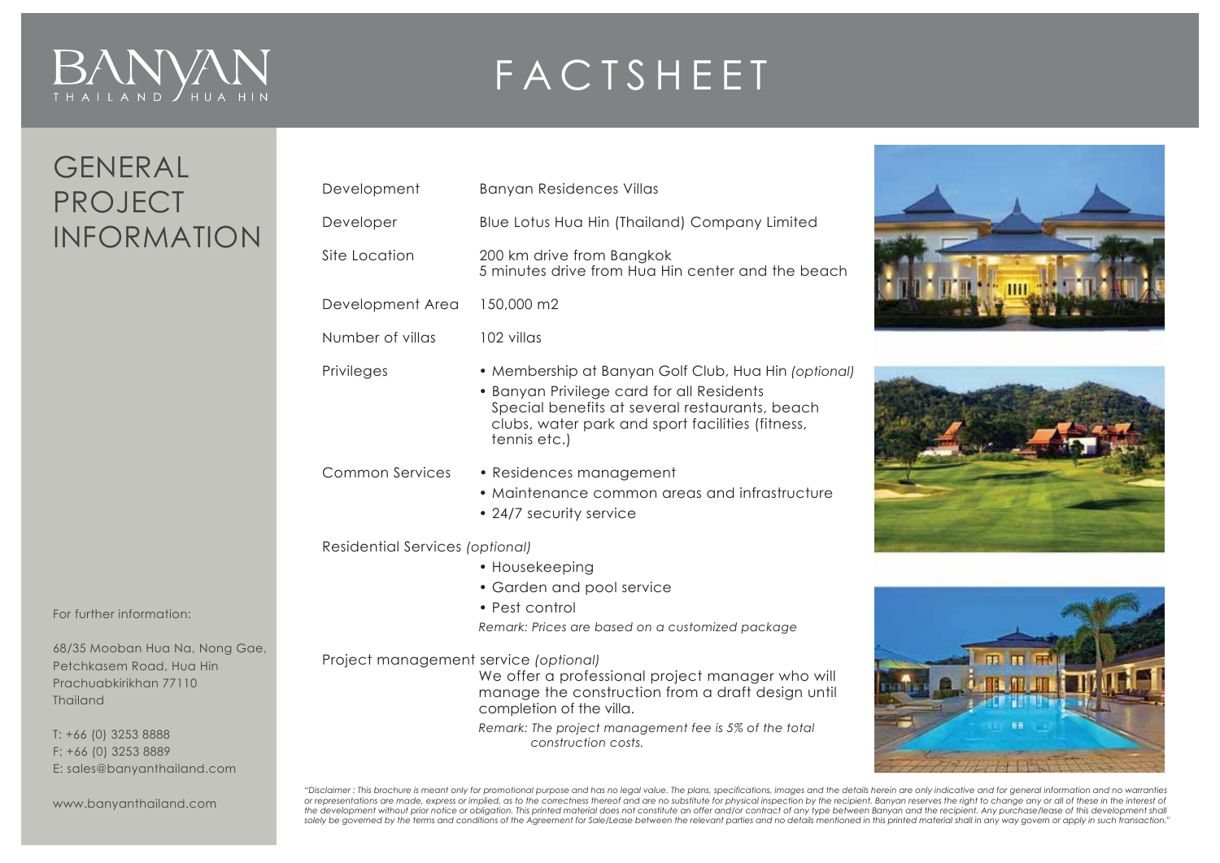BANYAN THAILAND HUA HIN

# FACTSHEET

## GENERAL PROJECT INFORMATION

| | |
|---|---|
| Development | Banyan Residences Villas |
| Developer | Blue Lotus Hua Hin (Thailand) Company Limited |
| Site Location | 200 km drive from Bangkok<br>5 minutes drive from Hua Hin center and the beach |
| Development Area | 150,000 m2 |
| Number of villas | 102 villas |
| Privileges | • Membership at Banyan Golf Club, Hua Hin *(optional)*<br>• Banyan Privilege card for all Residents<br>Special benefits at several restaurants, beach clubs, water park and sport facilities (fitness, tennis etc.) |
| Common Services | • Residences management<br>• Maintenance common areas and infrastructure<br>• 24/7 security service |

Residential Services *(optional)*

- Housekeeping
- Garden and pool service
- Pest control

*Remark: Prices are based on a customized package*

Project management service *(optional)*

We offer a professional project manager who will manage the construction from a draft design until completion of the villa.

*Remark: The project management fee is 5% of the total construction costs.*

For further information:

68/35 Mooban Hua Na, Nong Gae,
Petchkasem Road, Hua Hin
Prachuabkirikhan 77110
Thailand

T: +66 (0) 3253 8888
F: +66 (0) 3253 8889
E: sales@banyanthailand.com

www.banyanthailand.com

*"Disclaimer : This brochure is meant only for promotional purpose and has no legal value. The plans, specifications, images and the details herein are only indicative and for general information and no warranties or representations are made, express or implied, as to the correctness thereof and are no substitute for physical inspection by the recipient. Banyan reserves the right to change any or all of these in the interest of the development without prior notice or obligation. This printed material does not constitute an offer and/or contract of any type between Banyan and the recipient. Any purchase/lease of this development shall solely be governed by the terms and conditions of the Agreement for Sale/Lease between the relevant parties and no details mentioned in this printed material shall in any way govern or apply in such transaction."*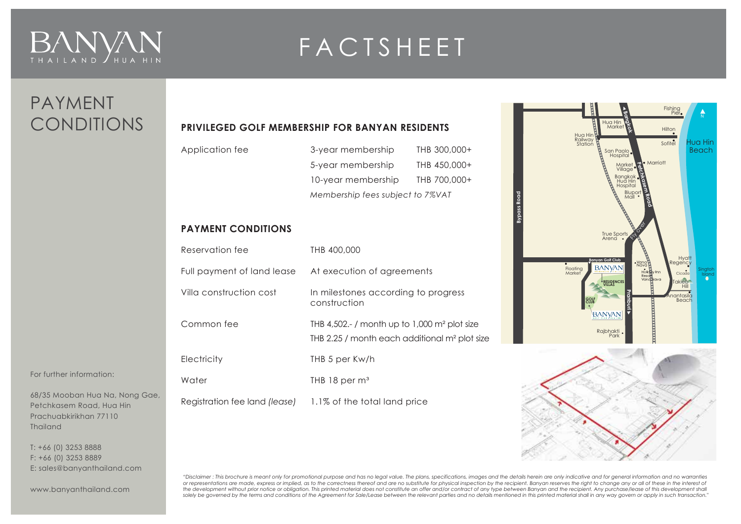# FACTSHEET

# PAYMENT CONDITIONS

## PRIVILEGED GOLF MEMBERSHIP FOR BANYAN RESIDENTS

| | | |
|---|---|---|
| Application fee | 3-year membership | THB 300,000+ |
| | 5-year membership | THB 450,000+ |
| | 10-year membership | THB 700,000+ |
| | *Membership fees subject to 7%VAT* | |

## PAYMENT CONDITIONS

| | |
|---|---|
| Reservation fee | THB 400,000 |
| Full payment of land lease | At execution of agreements |
| Villa construction cost | In milestones according to progress construction |
| Common fee | THB 4,502.- / month up to 1,000 m² plot size<br>THB 2.25 / month each additional m² plot size |
| Electricity | THB 5 per Kw/h |
| Water | THB 18 per m³ |
| Registration fee land *(lease)* | 1.1% of the total land price |

For further information:

68/35 Mooban Hua Na, Nong Gae,
Petchkasem Road, Hua Hin
Prachuabkirikhan 77110
Thailand

T: +66 (0) 3253 8888
F: +66 (0) 3253 8889
E: sales@banyanthailand.com

www.banyanthailand.com

*"Disclaimer : This brochure is meant only for promotional purpose and has no legal value. The plans, specifications, images and the details herein are only indicative and for general information and no warranties or representations are made, express or implied, as to the correctness thereof and are no substitute for physical inspection by the recipient. Banyan reserves the right to change any or all of these in the interest of the development without prior notice or obligation. This printed material does not constitute an offer and/or contract of any type between Banyan and the recipient. Any purchase/lease of this development shall solely be governed by the terms and conditions of the Agreement for Sale/Lease between the relevant parties and no details mentioned in this printed material shall in any way govern or apply in such transaction."*